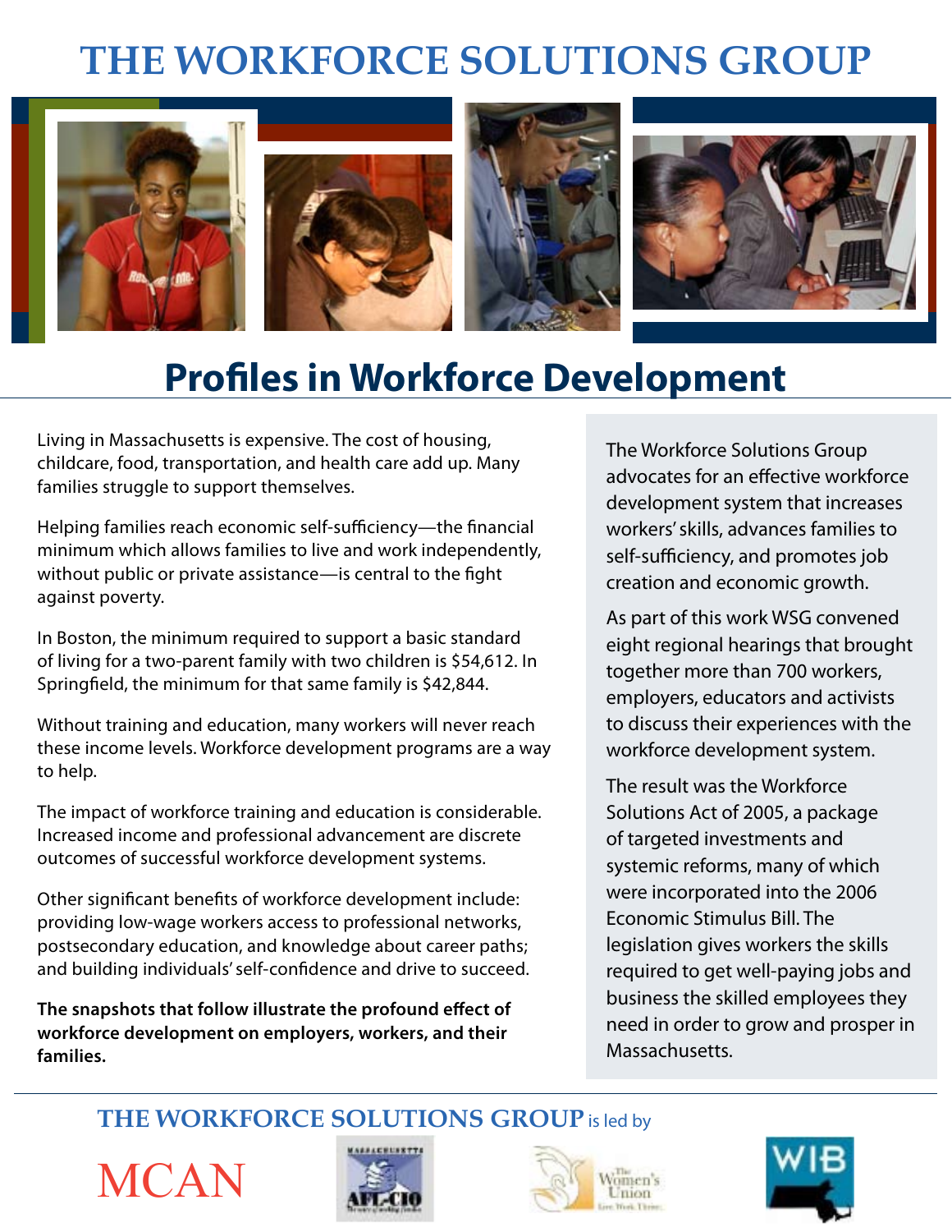# THE WORKFORCE SOLUTIONS GROUP

## Profiles in Workforce Development

Living in Massachusetts is expensive. The cost of housing, childcare, food, transportation, and health care add up. Many families struggle to support themselves.

Helping families reach economic self-sufficiency—the financial minimum which allows families to live and work independently, without public or private assistance—is central to the fight against poverty.

In Boston, the minimum required to support a basic standard of living for a two-parent family with two children is $54,612. In Springfield, the minimum for that same family is $42,844.

Without training and education, many workers will never reach these income levels. Workforce development programs are a way to help.

The impact of workforce training and education is considerable. Increased income and professional advancement are discrete outcomes of successful workforce development systems.

Other significant benefits of workforce development include: providing low-wage workers access to professional networks, postsecondary education, and knowledge about career paths; and building individuals' self-confidence and drive to succeed.

**The snapshots that follow illustrate the profound effect of workforce development on employers, workers, and their families.**

The Workforce Solutions Group advocates for an effective workforce development system that increases workers' skills, advances families to self-sufficiency, and promotes job creation and economic growth.

As part of this work WSG convened eight regional hearings that brought together more than 700 workers, employers, educators and activists to discuss their experiences with the workforce development system.

The result was the Workforce Solutions Act of 2005, a package of targeted investments and systemic reforms, many of which were incorporated into the 2006 Economic Stimulus Bill. The legislation gives workers the skills required to get well-paying jobs and business the skilled employees they need in order to grow and prosper in Massachusetts.

**THE WORKFORCE SOLUTIONS GROUP** is led by

MCAN

Massachusetts AFL-CIO

The Women's Union

WIB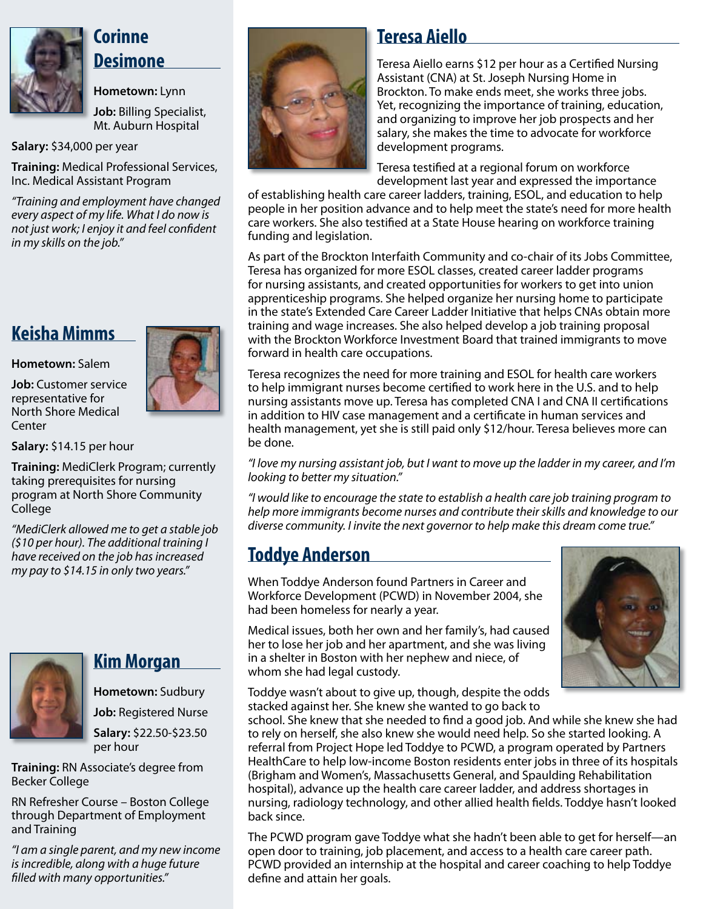## Corinne Desimone

**Hometown:** Lynn

**Job:** Billing Specialist, Mt. Auburn Hospital

**Salary:** $34,000 per year

**Training:** Medical Professional Services, Inc. Medical Assistant Program

*"Training and employment have changed every aspect of my life. What I do now is not just work; I enjoy it and feel confident in my skills on the job."*

## Keisha Mimms

**Hometown:** Salem

**Job:** Customer service representative for North Shore Medical Center

**Salary:** $14.15 per hour

**Training:** MediClerk Program; currently taking prerequisites for nursing program at North Shore Community College

*"MediClerk allowed me to get a stable job ($10 per hour). The additional training I have received on the job has increased my pay to $14.15 in only two years."*

## Kim Morgan

**Hometown:** Sudbury

**Job:** Registered Nurse

**Salary:** $22.50-$23.50 per hour

**Training:** RN Associate's degree from Becker College

RN Refresher Course – Boston College through Department of Employment and Training

*"I am a single parent, and my new income is incredible, along with a huge future filled with many opportunities."*

## Teresa Aiello

Teresa Aiello earns $12 per hour as a Certified Nursing Assistant (CNA) at St. Joseph Nursing Home in Brockton. To make ends meet, she works three jobs. Yet, recognizing the importance of training, education, and organizing to improve her job prospects and her salary, she makes the time to advocate for workforce development programs.

Teresa testified at a regional forum on workforce development last year and expressed the importance of establishing health care career ladders, training, ESOL, and education to help people in her position advance and to help meet the state's need for more health care workers. She also testified at a State House hearing on workforce training funding and legislation.

As part of the Brockton Interfaith Community and co-chair of its Jobs Committee, Teresa has organized for more ESOL classes, created career ladder programs for nursing assistants, and created opportunities for workers to get into union apprenticeship programs. She helped organize her nursing home to participate in the state's Extended Care Career Ladder Initiative that helps CNAs obtain more training and wage increases. She also helped develop a job training proposal with the Brockton Workforce Investment Board that trained immigrants to move forward in health care occupations.

Teresa recognizes the need for more training and ESOL for health care workers to help immigrant nurses become certified to work here in the U.S. and to help nursing assistants move up. Teresa has completed CNA I and CNA II certifications in addition to HIV case management and a certificate in human services and health management, yet she is still paid only $12/hour. Teresa believes more can be done.

*"I love my nursing assistant job, but I want to move up the ladder in my career, and I'm looking to better my situation."*

*"I would like to encourage the state to establish a health care job training program to help more immigrants become nurses and contribute their skills and knowledge to our diverse community. I invite the next governor to help make this dream come true."*

## Toddye Anderson

When Toddye Anderson found Partners in Career and Workforce Development (PCWD) in November 2004, she had been homeless for nearly a year.

Medical issues, both her own and her family's, had caused her to lose her job and her apartment, and she was living in a shelter in Boston with her nephew and niece, of whom she had legal custody.

Toddye wasn't about to give up, though, despite the odds stacked against her. She knew she wanted to go back to school. She knew that she needed to find a good job. And while she knew she had to rely on herself, she also knew she would need help. So she started looking. A referral from Project Hope led Toddye to PCWD, a program operated by Partners HealthCare to help low-income Boston residents enter jobs in three of its hospitals (Brigham and Women's, Massachusetts General, and Spaulding Rehabilitation hospital), advance up the health care career ladder, and address shortages in nursing, radiology technology, and other allied health fields. Toddye hasn't looked back since.

The PCWD program gave Toddye what she hadn't been able to get for herself—an open door to training, job placement, and access to a health care career path. PCWD provided an internship at the hospital and career coaching to help Toddye define and attain her goals.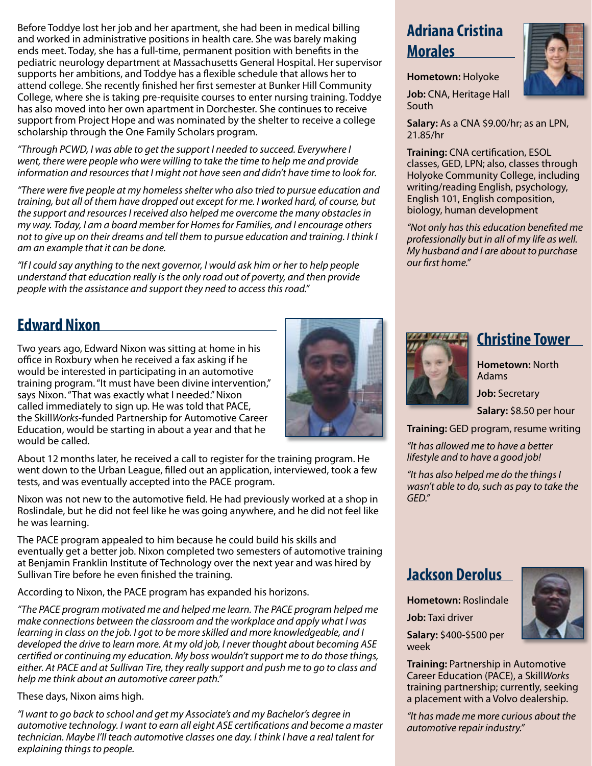Before Toddye lost her job and her apartment, she had been in medical billing and worked in administrative positions in health care. She was barely making ends meet. Today, she has a full-time, permanent position with benefits in the pediatric neurology department at Massachusetts General Hospital. Her supervisor supports her ambitions, and Toddye has a flexible schedule that allows her to attend college. She recently finished her first semester at Bunker Hill Community College, where she is taking pre-requisite courses to enter nursing training. Toddye has also moved into her own apartment in Dorchester. She continues to receive support from Project Hope and was nominated by the shelter to receive a college scholarship through the One Family Scholars program.

*"Through PCWD, I was able to get the support I needed to succeed. Everywhere I went, there were people who were willing to take the time to help me and provide information and resources that I might not have seen and didn't have time to look for.*

*"There were five people at my homeless shelter who also tried to pursue education and training, but all of them have dropped out except for me. I worked hard, of course, but the support and resources I received also helped me overcome the many obstacles in my way. Today, I am a board member for Homes for Families, and I encourage others not to give up on their dreams and tell them to pursue education and training. I think I am an example that it can be done.*

*"If I could say anything to the next governor, I would ask him or her to help people understand that education really is the only road out of poverty, and then provide people with the assistance and support they need to access this road."*

## Edward Nixon

Two years ago, Edward Nixon was sitting at home in his office in Roxbury when he received a fax asking if he would be interested in participating in an automotive training program. "It must have been divine intervention," says Nixon. "That was exactly what I needed." Nixon called immediately to sign up. He was told that PACE, the Skill*Works*-funded Partnership for Automotive Career Education, would be starting in about a year and that he would be called.

About 12 months later, he received a call to register for the training program. He went down to the Urban League, filled out an application, interviewed, took a few tests, and was eventually accepted into the PACE program.

Nixon was not new to the automotive field. He had previously worked at a shop in Roslindale, but he did not feel like he was going anywhere, and he did not feel like he was learning.

The PACE program appealed to him because he could build his skills and eventually get a better job. Nixon completed two semesters of automotive training at Benjamin Franklin Institute of Technology over the next year and was hired by Sullivan Tire before he even finished the training.

According to Nixon, the PACE program has expanded his horizons.

*"The PACE program motivated me and helped me learn. The PACE program helped me make connections between the classroom and the workplace and apply what I was learning in class on the job. I got to be more skilled and more knowledgeable, and I developed the drive to learn more. At my old job, I never thought about becoming ASE certified or continuing my education. My boss wouldn't support me to do those things, either. At PACE and at Sullivan Tire, they really support and push me to go to class and help me think about an automotive career path."*

These days, Nixon aims high.

*"I want to go back to school and get my Associate's and my Bachelor's degree in automotive technology. I want to earn all eight ASE certifications and become a master technician. Maybe I'll teach automotive classes one day. I think I have a real talent for explaining things to people.*

## Adriana Cristina Morales

**Hometown:** Holyoke

**Job:** CNA, Heritage Hall South

**Salary:** As a CNA \$9.00/hr; as an LPN, 21.85/hr

**Training:** CNA certification, ESOL classes, GED, LPN; also, classes through Holyoke Community College, including writing/reading English, psychology, English 101, English composition, biology, human development

*"Not only has this education benefited me professionally but in all of my life as well. My husband and I are about to purchase our first home."*

## Christine Tower

**Hometown:** North Adams

**Job:** Secretary

**Salary:** \$8.50 per hour

**Training:** GED program, resume writing

*"It has allowed me to have a better lifestyle and to have a good job!*

*"It has also helped me do the things I wasn't able to do, such as pay to take the GED."*

## Jackson Derolus

**Hometown:** Roslindale

**Job:** Taxi driver

**Salary:** \$400-\$500 per week

**Training:** Partnership in Automotive Career Education (PACE), a Skill*Works* training partnership; currently, seeking a placement with a Volvo dealership.

*"It has made me more curious about the automotive repair industry."*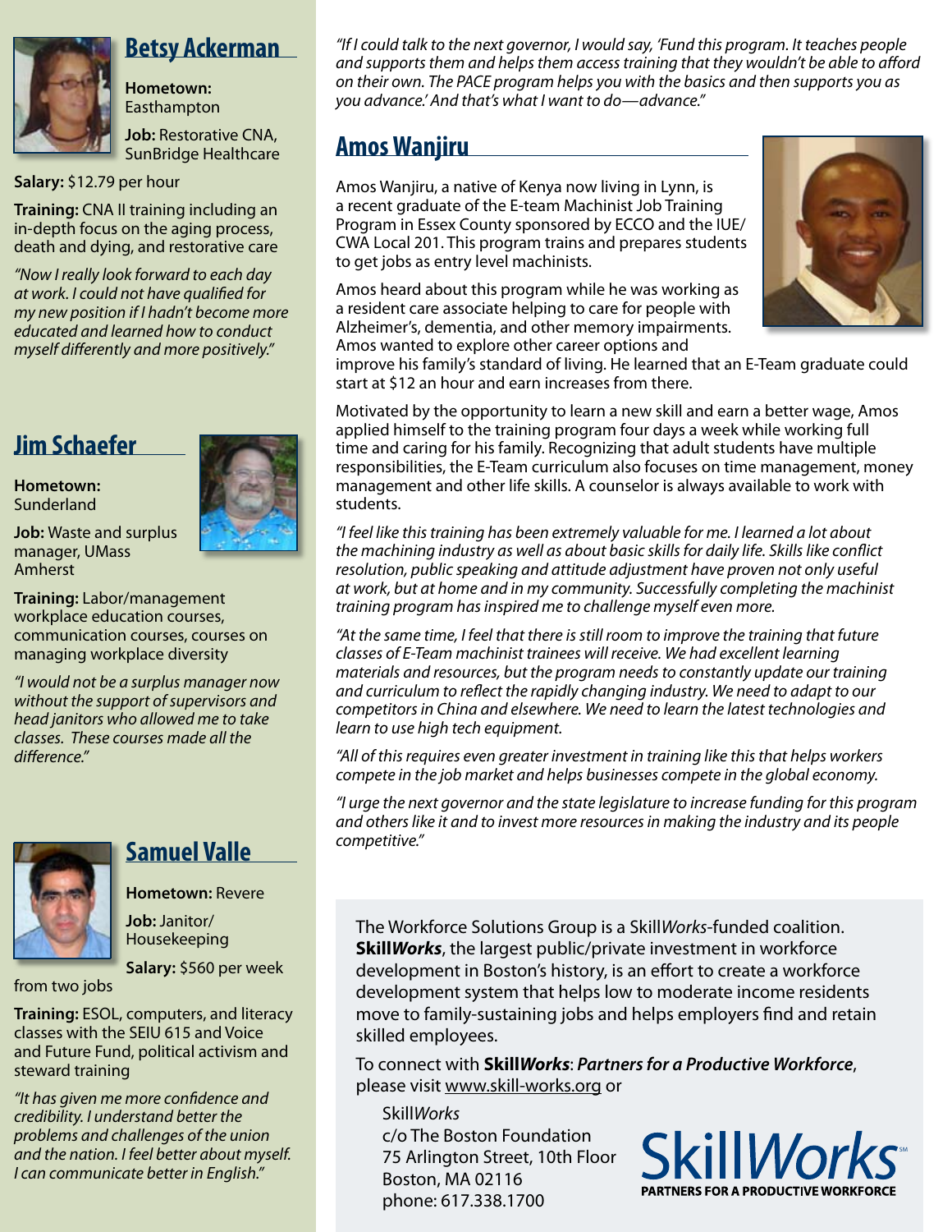## Betsy Ackerman

**Hometown:** Easthampton

**Job:** Restorative CNA, SunBridge Healthcare

**Salary:** $12.79 per hour

**Training:** CNA II training including an in-depth focus on the aging process, death and dying, and restorative care

*"Now I really look forward to each day at work. I could not have qualified for my new position if I hadn't become more educated and learned how to conduct myself differently and more positively."*

## Jim Schaefer

**Hometown:** Sunderland

**Job:** Waste and surplus manager, UMass Amherst

**Training:** Labor/management workplace education courses, communication courses, courses on managing workplace diversity

*"I would not be a surplus manager now without the support of supervisors and head janitors who allowed me to take classes. These courses made all the difference."*

## Samuel Valle

**Hometown:** Revere

**Job:** Janitor/ Housekeeping

**Salary:** $560 per week from two jobs

**Training:** ESOL, computers, and literacy classes with the SEIU 615 and Voice and Future Fund, political activism and steward training

*"It has given me more confidence and credibility. I understand better the problems and challenges of the union and the nation. I feel better about myself. I can communicate better in English."*

*"If I could talk to the next governor, I would say, 'Fund this program. It teaches people and supports them and helps them access training that they wouldn't be able to afford on their own. The PACE program helps you with the basics and then supports you as you advance.' And that's what I want to do—advance."*

## Amos Wanjiru

Amos Wanjiru, a native of Kenya now living in Lynn, is a recent graduate of the E-team Machinist Job Training Program in Essex County sponsored by ECCO and the IUE/ CWA Local 201. This program trains and prepares students to get jobs as entry level machinists.

Amos heard about this program while he was working as a resident care associate helping to care for people with Alzheimer's, dementia, and other memory impairments. Amos wanted to explore other career options and improve his family's standard of living. He learned that an E-Team graduate could start at $12 an hour and earn increases from there.

Motivated by the opportunity to learn a new skill and earn a better wage, Amos applied himself to the training program four days a week while working full time and caring for his family. Recognizing that adult students have multiple responsibilities, the E-Team curriculum also focuses on time management, money management and other life skills. A counselor is always available to work with students.

*"I feel like this training has been extremely valuable for me. I learned a lot about the machining industry as well as about basic skills for daily life. Skills like conflict resolution, public speaking and attitude adjustment have proven not only useful at work, but at home and in my community. Successfully completing the machinist training program has inspired me to challenge myself even more.*

*"At the same time, I feel that there is still room to improve the training that future classes of E-Team machinist trainees will receive. We had excellent learning materials and resources, but the program needs to constantly update our training and curriculum to reflect the rapidly changing industry. We need to adapt to our competitors in China and elsewhere. We need to learn the latest technologies and learn to use high tech equipment.*

*"All of this requires even greater investment in training like this that helps workers compete in the job market and helps businesses compete in the global economy.*

*"I urge the next governor and the state legislature to increase funding for this program and others like it and to invest more resources in making the industry and its people competitive."*

The Workforce Solutions Group is a Skill*Works*-funded coalition. **Skill*Works***, the largest public/private investment in workforce development in Boston's history, is an effort to create a workforce development system that helps low to moderate income residents move to family-sustaining jobs and helps employers find and retain skilled employees.

To connect with **Skill*Works***: ***Partners for a Productive Workforce***, please visit www.skill-works.org or

Skill*Works*
c/o The Boston Foundation
75 Arlington Street, 10th Floor
Boston, MA 02116
phone: 617.338.1700

Skill*Works*
PARTNERS FOR A PRODUCTIVE WORKFORCE